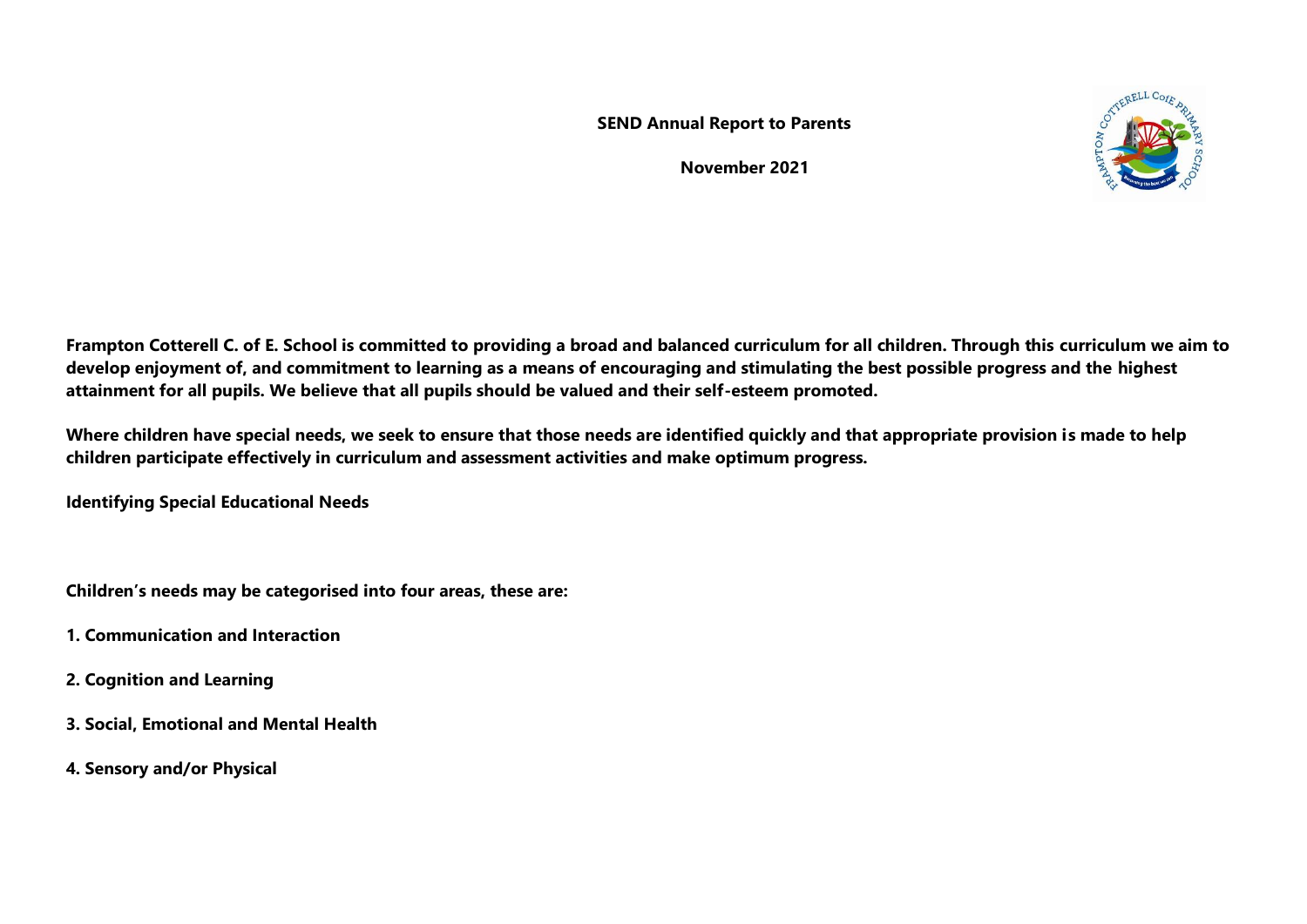**SEND Annual Report to Parents**

**November 2021**

**Frampton Cotterell C. of E. School is committed to providing a broad and balanced curriculum for all children. Through this curriculum we aim to develop enjoyment of, and commitment to learning as a means of encouraging and stimulating the best possible progress and the highest attainment for all pupils. We believe that all pupils should be valued and their self-esteem promoted.**

**Where children have special needs, we seek to ensure that those needs are identified quickly and that appropriate provision is made to help children participate effectively in curriculum and assessment activities and make optimum progress.**

**Identifying Special Educational Needs**

**Children's needs may be categorised into four areas, these are:**

**1. Communication and Interaction**

**2. Cognition and Learning**

**3. Social, Emotional and Mental Health**

**4. Sensory and/or Physical**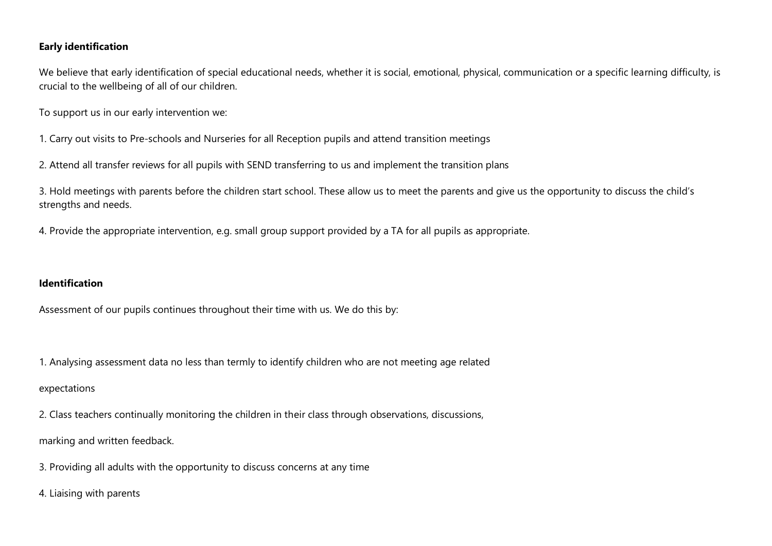**Early identification**

We believe that early identification of special educational needs, whether it is social, emotional, physical, communication or a specific learning difficulty, is crucial to the wellbeing of all of our children.

To support us in our early intervention we:

1. Carry out visits to Pre-schools and Nurseries for all Reception pupils and attend transition meetings

2. Attend all transfer reviews for all pupils with SEND transferring to us and implement the transition plans

3. Hold meetings with parents before the children start school. These allow us to meet the parents and give us the opportunity to discuss the child's strengths and needs.

4. Provide the appropriate intervention, e.g. small group support provided by a TA for all pupils as appropriate.

**Identification**

Assessment of our pupils continues throughout their time with us. We do this by:

1. Analysing assessment data no less than termly to identify children who are not meeting age related

expectations

2. Class teachers continually monitoring the children in their class through observations, discussions,

marking and written feedback.

3. Providing all adults with the opportunity to discuss concerns at any time

4. Liaising with parents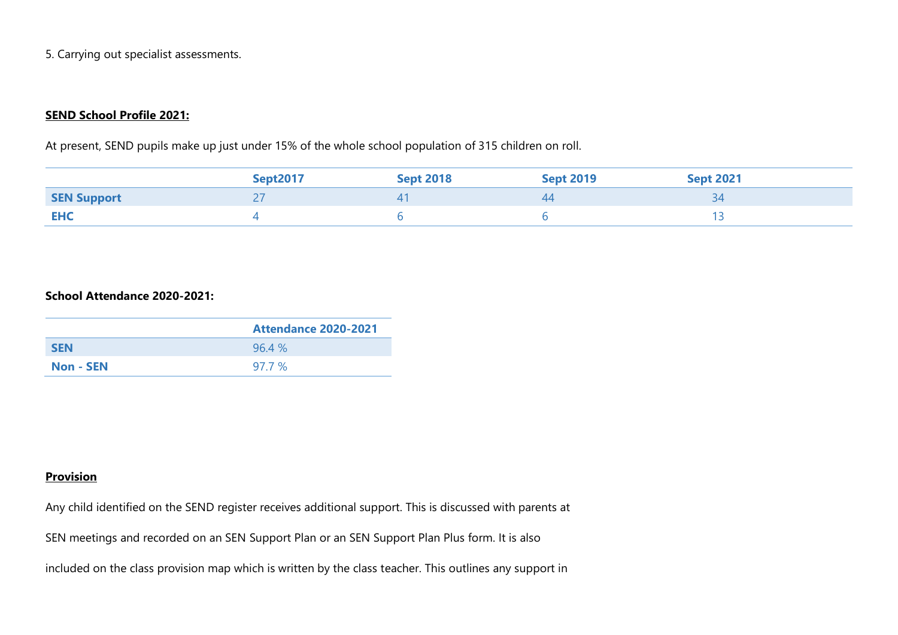5. Carrying out specialist assessments.

**SEND School Profile 2021:**

At present, SEND pupils make up just under 15% of the whole school population of 315 children on roll.

| | Sept2017 | Sept 2018 | Sept 2019 | Sept 2021 |
|---|---|---|---|---|
| **SEN Support** | 27 | 41 | 44 | 34 |
| **EHC** | 4 | 6 | 6 | 13 |

**School Attendance 2020-2021:**

| | Attendance 2020-2021 |
|---|---|
| **SEN** | 96.4 % |
| **Non - SEN** | 97.7 % |

**Provision**

Any child identified on the SEND register receives additional support. This is discussed with parents at SEN meetings and recorded on an SEN Support Plan or an SEN Support Plan Plus form. It is also included on the class provision map which is written by the class teacher. This outlines any support in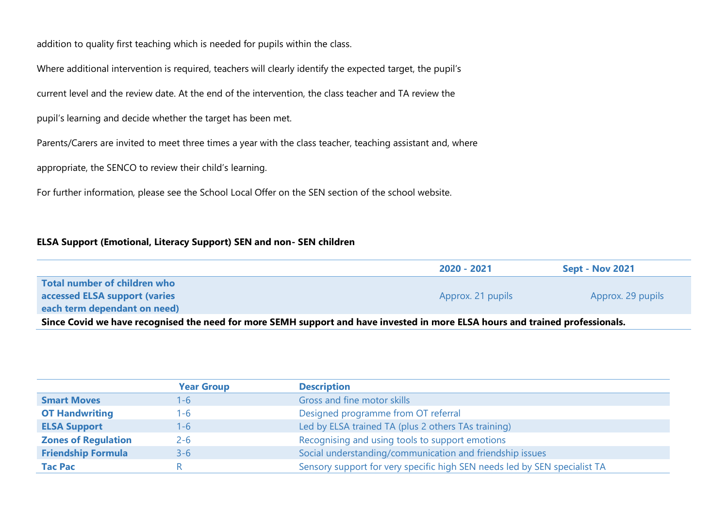addition to quality first teaching which is needed for pupils within the class.

Where additional intervention is required, teachers will clearly identify the expected target, the pupil's current level and the review date. At the end of the intervention, the class teacher and TA review the pupil's learning and decide whether the target has been met.

Parents/Carers are invited to meet three times a year with the class teacher, teaching assistant and, where appropriate, the SENCO to review their child's learning.

For further information, please see the School Local Offer on the SEN section of the school website.

**ELSA Support (Emotional, Literacy Support) SEN and non- SEN children**

| | 2020 - 2021 | Sept - Nov 2021 |
|---|---|---|
| **Total number of children who accessed ELSA support (varies each term dependant on need)** | Approx. 21 pupils | Approx. 29 pupils |
| **Since Covid we have recognised the need for more SEMH support and have invested in more ELSA hours and trained professionals.** | | |

| | Year Group | Description |
|---|---|---|
| **Smart Moves** | 1-6 | Gross and fine motor skills |
| **OT Handwriting** | 1-6 | Designed programme from OT referral |
| **ELSA Support** | 1-6 | Led by ELSA trained TA (plus 2 others TAs training) |
| **Zones of Regulation** | 2-6 | Recognising and using tools to support emotions |
| **Friendship Formula** | 3-6 | Social understanding/communication and friendship issues |
| **Tac Pac** | R | Sensory support for very specific high SEN needs led by SEN specialist TA |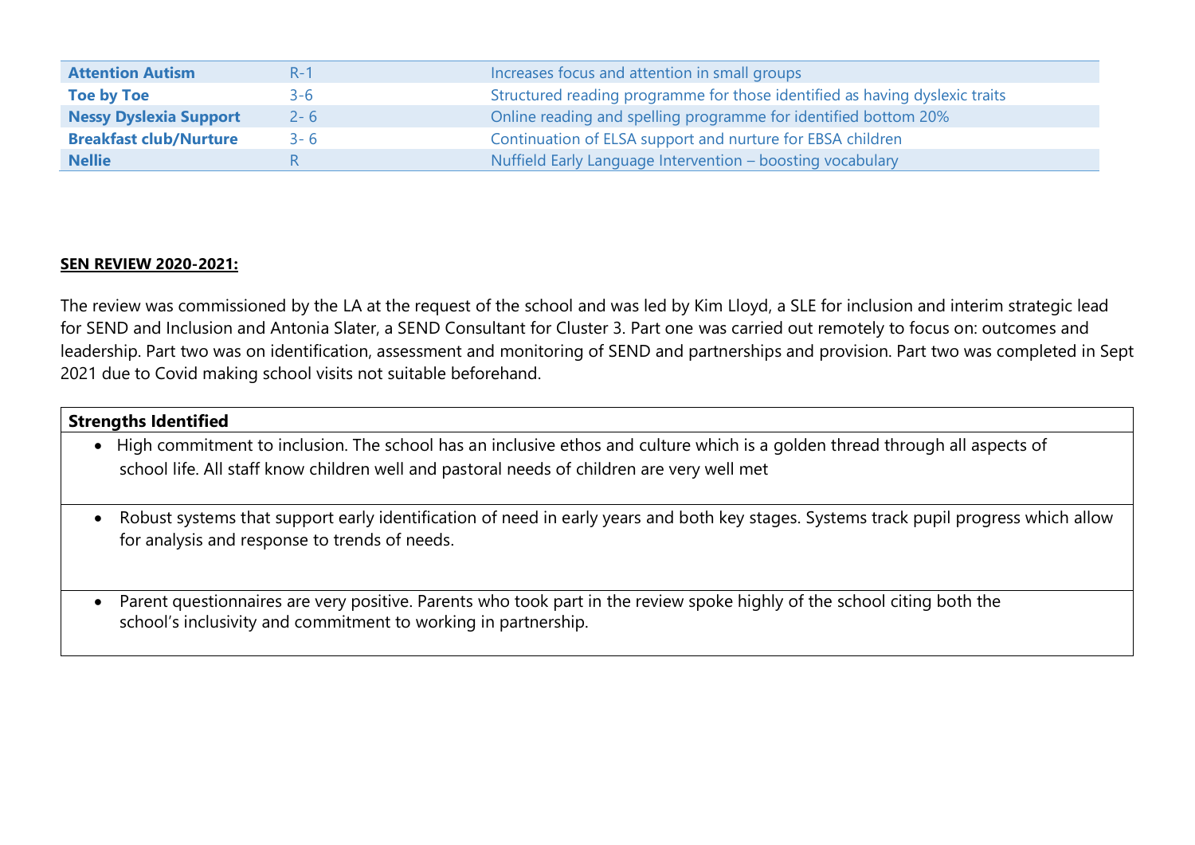| | | |
|---|---|---|
| **Attention Autism** | R-1 | Increases focus and attention in small groups |
| **Toe by Toe** | 3-6 | Structured reading programme for those identified as having dyslexic traits |
| **Nessy Dyslexia Support** | 2- 6 | Online reading and spelling programme for identified bottom 20% |
| **Breakfast club/Nurture** | 3- 6 | Continuation of ELSA support and nurture for EBSA children |
| **Nellie** | R | Nuffield Early Language Intervention – boosting vocabulary |

**SEN REVIEW 2020-2021:**

The review was commissioned by the LA at the request of the school and was led by Kim Lloyd, a SLE for inclusion and interim strategic lead for SEND and Inclusion and Antonia Slater, a SEND Consultant for Cluster 3. Part one was carried out remotely to focus on: outcomes and leadership. Part two was on identification, assessment and monitoring of SEND and partnerships and provision. Part two was completed in Sept 2021 due to Covid making school visits not suitable beforehand.

| **Strengths Identified** |
|---|
| • High commitment to inclusion. The school has an inclusive ethos and culture which is a golden thread through all aspects of school life. All staff know children well and pastoral needs of children are very well met |
| • Robust systems that support early identification of need in early years and both key stages. Systems track pupil progress which allow for analysis and response to trends of needs. |
| • Parent questionnaires are very positive. Parents who took part in the review spoke highly of the school citing both the school's inclusivity and commitment to working in partnership. |